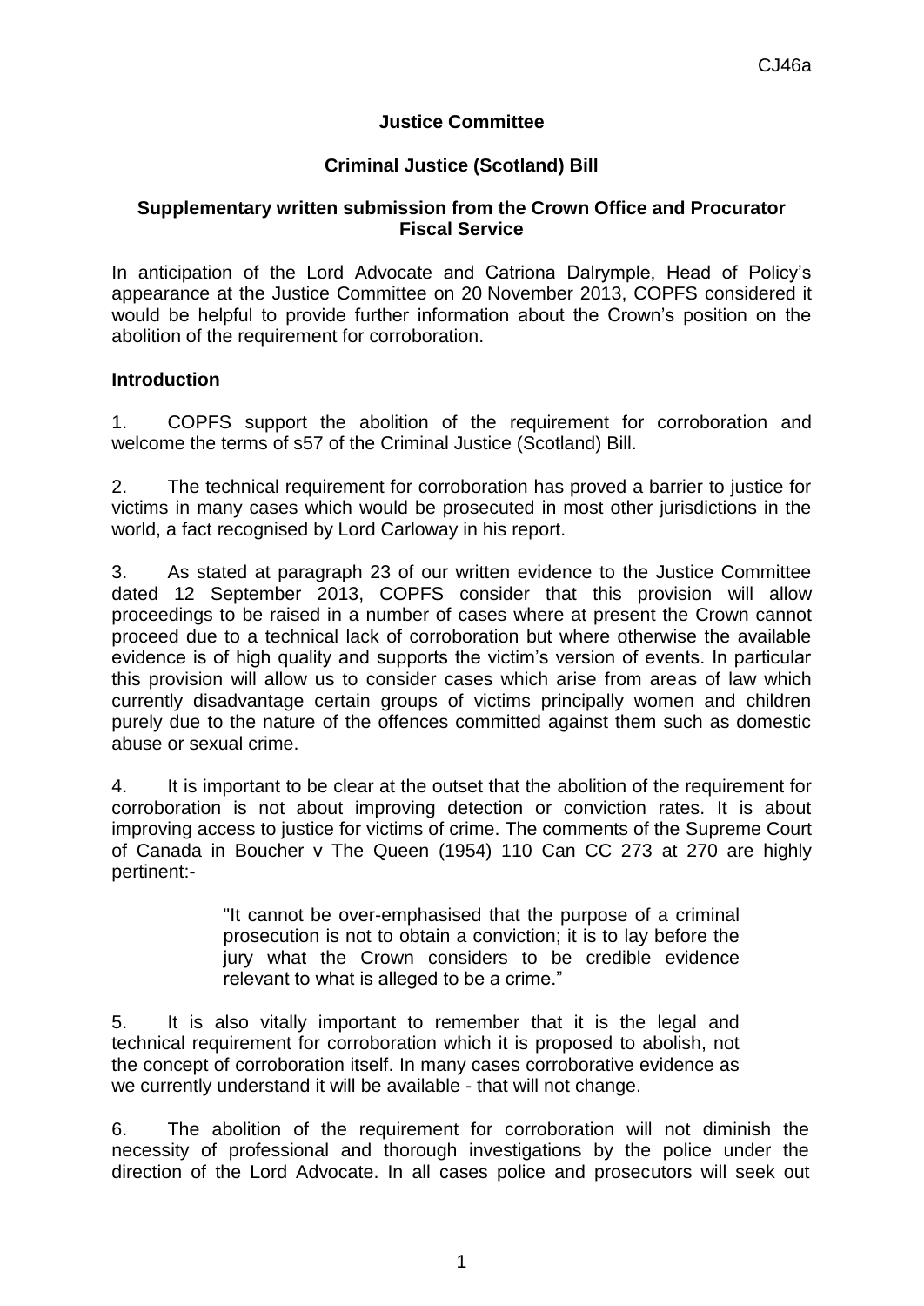CJ46a

**Justice Committee**

**Criminal Justice (Scotland) Bill**

**Supplementary written submission from the Crown Office and Procurator Fiscal Service**

In anticipation of the Lord Advocate and Catriona Dalrymple, Head of Policy's appearance at the Justice Committee on 20 November 2013, COPFS considered it would be helpful to provide further information about the Crown's position on the abolition of the requirement for corroboration.

**Introduction**

1. COPFS support the abolition of the requirement for corroboration and welcome the terms of s57 of the Criminal Justice (Scotland) Bill.

2. The technical requirement for corroboration has proved a barrier to justice for victims in many cases which would be prosecuted in most other jurisdictions in the world, a fact recognised by Lord Carloway in his report.

3. As stated at paragraph 23 of our written evidence to the Justice Committee dated 12 September 2013, COPFS consider that this provision will allow proceedings to be raised in a number of cases where at present the Crown cannot proceed due to a technical lack of corroboration but where otherwise the available evidence is of high quality and supports the victim's version of events. In particular this provision will allow us to consider cases which arise from areas of law which currently disadvantage certain groups of victims principally women and children purely due to the nature of the offences committed against them such as domestic abuse or sexual crime.

4. It is important to be clear at the outset that the abolition of the requirement for corroboration is not about improving detection or conviction rates. It is about improving access to justice for victims of crime. The comments of the Supreme Court of Canada in Boucher v The Queen (1954) 110 Can CC 273 at 270 are highly pertinent:-

> "It cannot be over-emphasised that the purpose of a criminal prosecution is not to obtain a conviction; it is to lay before the jury what the Crown considers to be credible evidence relevant to what is alleged to be a crime."

5. It is also vitally important to remember that it is the legal and technical requirement for corroboration which it is proposed to abolish, not the concept of corroboration itself. In many cases corroborative evidence as we currently understand it will be available - that will not change.

6. The abolition of the requirement for corroboration will not diminish the necessity of professional and thorough investigations by the police under the direction of the Lord Advocate. In all cases police and prosecutors will seek out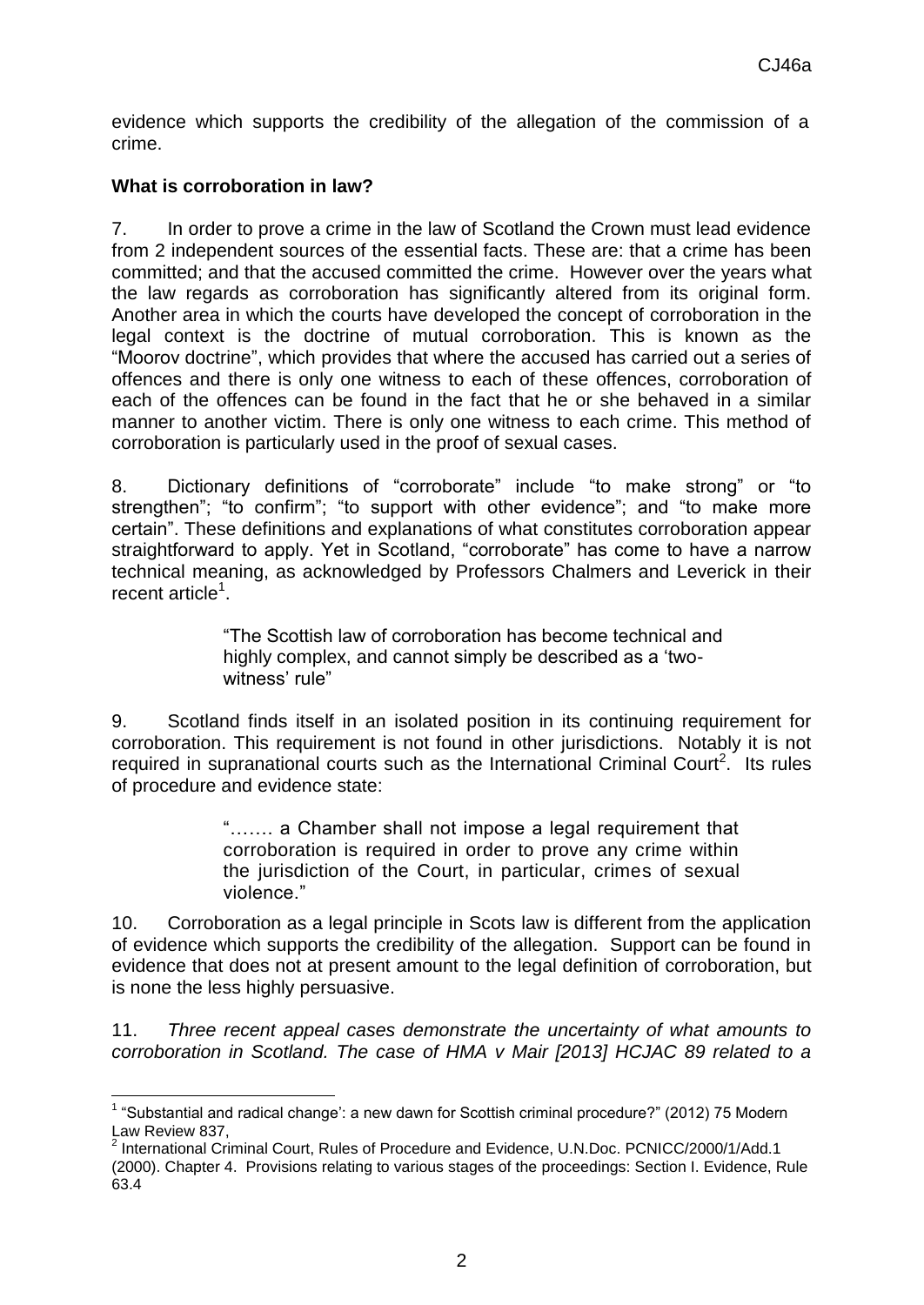evidence which supports the credibility of the allegation of the commission of a crime.

**What is corroboration in law?**

7. In order to prove a crime in the law of Scotland the Crown must lead evidence from 2 independent sources of the essential facts. These are: that a crime has been committed; and that the accused committed the crime. However over the years what the law regards as corroboration has significantly altered from its original form. Another area in which the courts have developed the concept of corroboration in the legal context is the doctrine of mutual corroboration. This is known as the "Moorov doctrine", which provides that where the accused has carried out a series of offences and there is only one witness to each of these offences, corroboration of each of the offences can be found in the fact that he or she behaved in a similar manner to another victim. There is only one witness to each crime. This method of corroboration is particularly used in the proof of sexual cases.

8. Dictionary definitions of "corroborate" include "to make strong" or "to strengthen"; "to confirm"; "to support with other evidence"; and "to make more certain". These definitions and explanations of what constitutes corroboration appear straightforward to apply. Yet in Scotland, "corroborate" has come to have a narrow technical meaning, as acknowledged by Professors Chalmers and Leverick in their recent article[1].

> "The Scottish law of corroboration has become technical and highly complex, and cannot simply be described as a 'two-witness' rule"

9. Scotland finds itself in an isolated position in its continuing requirement for corroboration. This requirement is not found in other jurisdictions. Notably it is not required in supranational courts such as the International Criminal Court[2]. Its rules of procedure and evidence state:

> "……. a Chamber shall not impose a legal requirement that corroboration is required in order to prove any crime within the jurisdiction of the Court, in particular, crimes of sexual violence."

10. Corroboration as a legal principle in Scots law is different from the application of evidence which supports the credibility of the allegation. Support can be found in evidence that does not at present amount to the legal definition of corroboration, but is none the less highly persuasive.

11. *Three recent appeal cases demonstrate the uncertainty of what amounts to corroboration in Scotland. The case of HMA v Mair [2013] HCJAC 89 related to a*

---

[1] "Substantial and radical change': a new dawn for Scottish criminal procedure?" (2012) 75 Modern Law Review 837,

[2] International Criminal Court, Rules of Procedure and Evidence, U.N.Doc. PCNICC/2000/1/Add.1 (2000). Chapter 4. Provisions relating to various stages of the proceedings: Section I. Evidence, Rule 63.4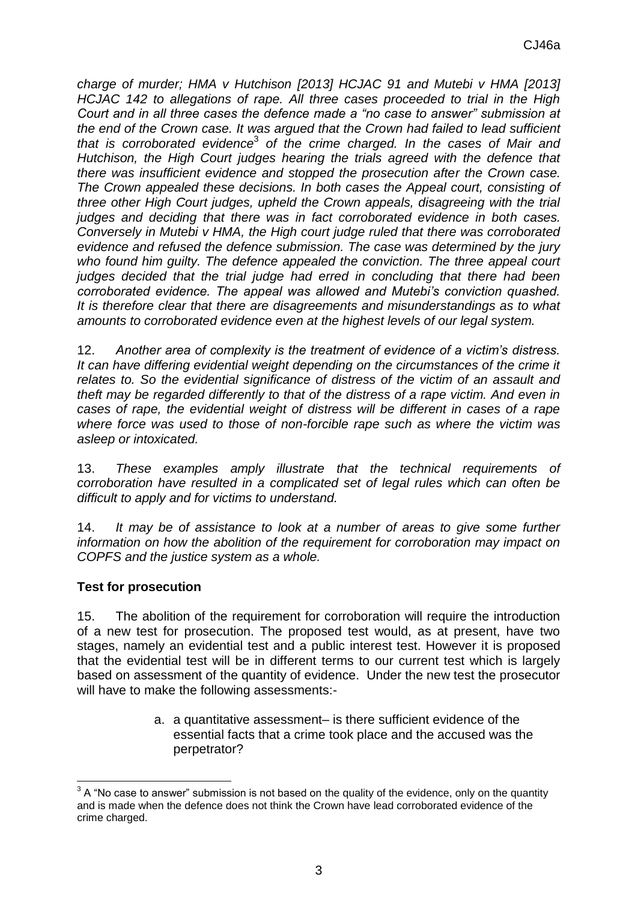*charge of murder; HMA v Hutchison [2013] HCJAC 91 and Mutebi v HMA [2013] HCJAC 142 to allegations of rape. All three cases proceeded to trial in the High Court and in all three cases the defence made a "no case to answer" submission at the end of the Crown case. It was argued that the Crown had failed to lead sufficient that is corroborated evidence[3] of the crime charged. In the cases of Mair and Hutchison, the High Court judges hearing the trials agreed with the defence that there was insufficient evidence and stopped the prosecution after the Crown case. The Crown appealed these decisions. In both cases the Appeal court, consisting of three other High Court judges, upheld the Crown appeals, disagreeing with the trial judges and deciding that there was in fact corroborated evidence in both cases. Conversely in Mutebi v HMA, the High court judge ruled that there was corroborated evidence and refused the defence submission. The case was determined by the jury who found him guilty. The defence appealed the conviction. The three appeal court judges decided that the trial judge had erred in concluding that there had been corroborated evidence. The appeal was allowed and Mutebi's conviction quashed. It is therefore clear that there are disagreements and misunderstandings as to what amounts to corroborated evidence even at the highest levels of our legal system.*

12. *Another area of complexity is the treatment of evidence of a victim's distress. It can have differing evidential weight depending on the circumstances of the crime it relates to. So the evidential significance of distress of the victim of an assault and theft may be regarded differently to that of the distress of a rape victim. And even in cases of rape, the evidential weight of distress will be different in cases of a rape where force was used to those of non-forcible rape such as where the victim was asleep or intoxicated.*

13. *These examples amply illustrate that the technical requirements of corroboration have resulted in a complicated set of legal rules which can often be difficult to apply and for victims to understand.*

14. *It may be of assistance to look at a number of areas to give some further information on how the abolition of the requirement for corroboration may impact on COPFS and the justice system as a whole.*

**Test for prosecution**

15. The abolition of the requirement for corroboration will require the introduction of a new test for prosecution. The proposed test would, as at present, have two stages, namely an evidential test and a public interest test. However it is proposed that the evidential test will be in different terms to our current test which is largely based on assessment of the quantity of evidence. Under the new test the prosecutor will have to make the following assessments:-

a. a quantitative assessment– is there sufficient evidence of the essential facts that a crime took place and the accused was the perpetrator?

[3] A "No case to answer" submission is not based on the quality of the evidence, only on the quantity and is made when the defence does not think the Crown have lead corroborated evidence of the crime charged.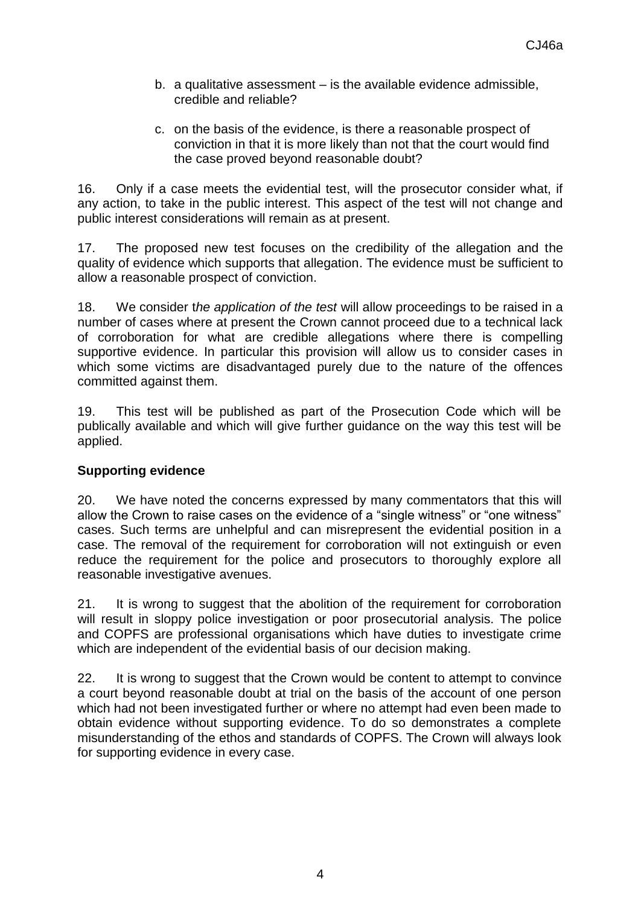b. a qualitative assessment – is the available evidence admissible, credible and reliable?

c. on the basis of the evidence, is there a reasonable prospect of conviction in that it is more likely than not that the court would find the case proved beyond reasonable doubt?

16. Only if a case meets the evidential test, will the prosecutor consider what, if any action, to take in the public interest. This aspect of the test will not change and public interest considerations will remain as at present.

17. The proposed new test focuses on the credibility of the allegation and the quality of evidence which supports that allegation. The evidence must be sufficient to allow a reasonable prospect of conviction.

18. We consider t*he application of the test* will allow proceedings to be raised in a number of cases where at present the Crown cannot proceed due to a technical lack of corroboration for what are credible allegations where there is compelling supportive evidence. In particular this provision will allow us to consider cases in which some victims are disadvantaged purely due to the nature of the offences committed against them.

19. This test will be published as part of the Prosecution Code which will be publically available and which will give further guidance on the way this test will be applied.

**Supporting evidence**

20. We have noted the concerns expressed by many commentators that this will allow the Crown to raise cases on the evidence of a "single witness" or "one witness" cases. Such terms are unhelpful and can misrepresent the evidential position in a case. The removal of the requirement for corroboration will not extinguish or even reduce the requirement for the police and prosecutors to thoroughly explore all reasonable investigative avenues.

21. It is wrong to suggest that the abolition of the requirement for corroboration will result in sloppy police investigation or poor prosecutorial analysis. The police and COPFS are professional organisations which have duties to investigate crime which are independent of the evidential basis of our decision making.

22. It is wrong to suggest that the Crown would be content to attempt to convince a court beyond reasonable doubt at trial on the basis of the account of one person which had not been investigated further or where no attempt had even been made to obtain evidence without supporting evidence. To do so demonstrates a complete misunderstanding of the ethos and standards of COPFS. The Crown will always look for supporting evidence in every case.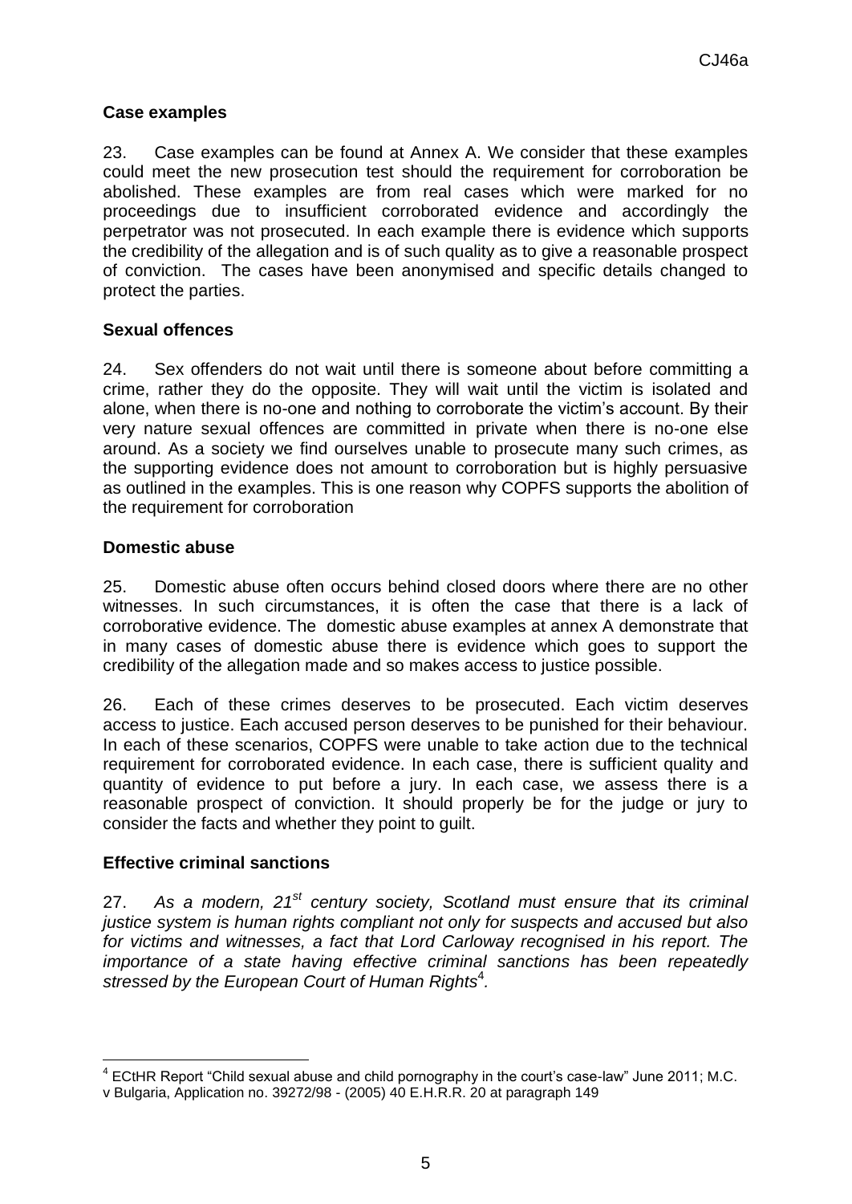**Case examples**

23. Case examples can be found at Annex A. We consider that these examples could meet the new prosecution test should the requirement for corroboration be abolished. These examples are from real cases which were marked for no proceedings due to insufficient corroborated evidence and accordingly the perpetrator was not prosecuted. In each example there is evidence which supports the credibility of the allegation and is of such quality as to give a reasonable prospect of conviction. The cases have been anonymised and specific details changed to protect the parties.

**Sexual offences**

24. Sex offenders do not wait until there is someone about before committing a crime, rather they do the opposite. They will wait until the victim is isolated and alone, when there is no-one and nothing to corroborate the victim's account. By their very nature sexual offences are committed in private when there is no-one else around. As a society we find ourselves unable to prosecute many such crimes, as the supporting evidence does not amount to corroboration but is highly persuasive as outlined in the examples. This is one reason why COPFS supports the abolition of the requirement for corroboration

**Domestic abuse**

25. Domestic abuse often occurs behind closed doors where there are no other witnesses. In such circumstances, it is often the case that there is a lack of corroborative evidence. The domestic abuse examples at annex A demonstrate that in many cases of domestic abuse there is evidence which goes to support the credibility of the allegation made and so makes access to justice possible.

26. Each of these crimes deserves to be prosecuted. Each victim deserves access to justice. Each accused person deserves to be punished for their behaviour. In each of these scenarios, COPFS were unable to take action due to the technical requirement for corroborated evidence. In each case, there is sufficient quality and quantity of evidence to put before a jury. In each case, we assess there is a reasonable prospect of conviction. It should properly be for the judge or jury to consider the facts and whether they point to guilt.

**Effective criminal sanctions**

27. *As a modern, 21st century society, Scotland must ensure that its criminal justice system is human rights compliant not only for suspects and accused but also for victims and witnesses, a fact that Lord Carloway recognised in his report. The importance of a state having effective criminal sanctions has been repeatedly stressed by the European Court of Human Rights*[4].

[4] ECtHR Report "Child sexual abuse and child pornography in the court's case-law" June 2011; M.C. v Bulgaria, Application no. 39272/98 - (2005) 40 E.H.R.R. 20 at paragraph 149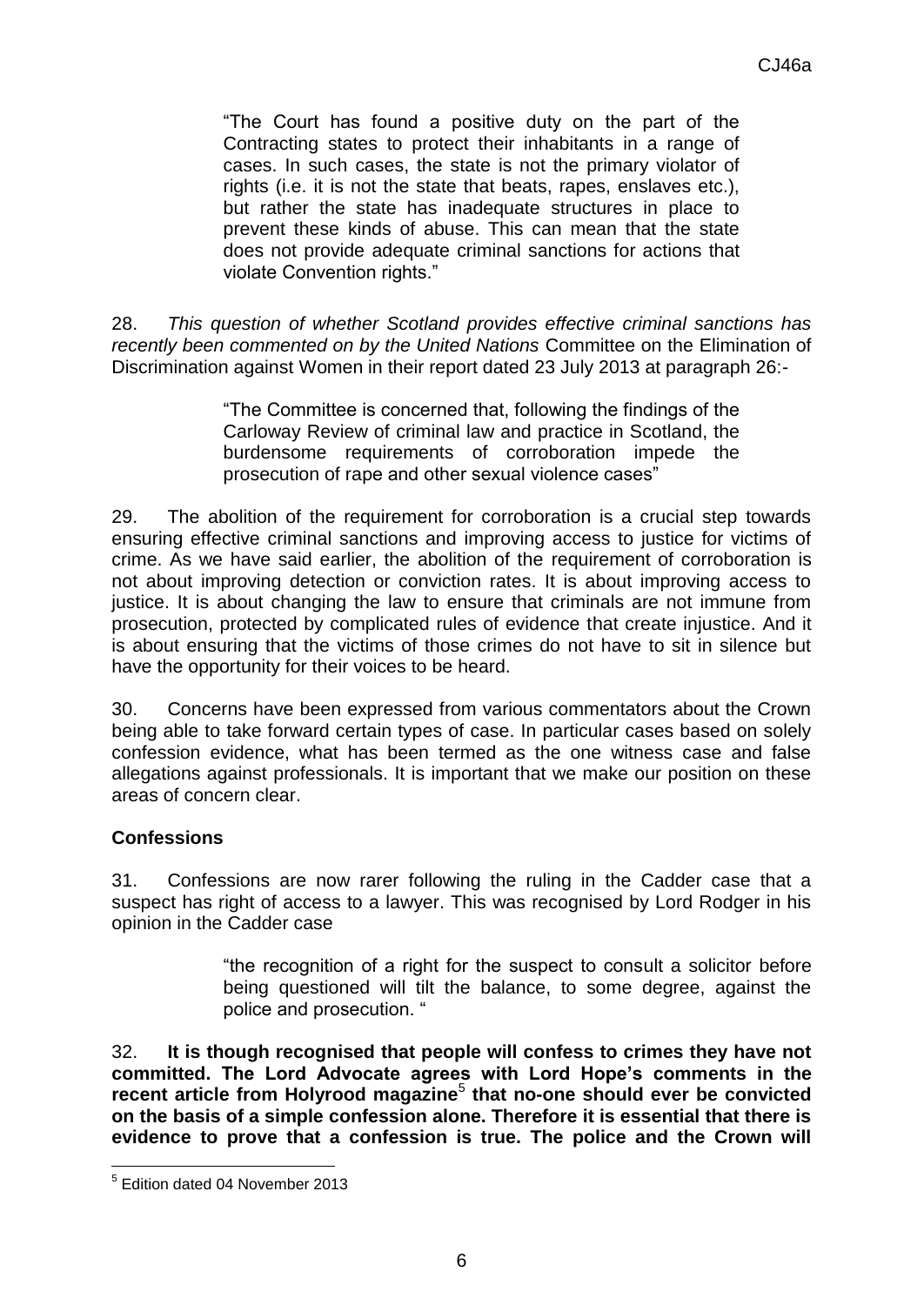> "The Court has found a positive duty on the part of the Contracting states to protect their inhabitants in a range of cases. In such cases, the state is not the primary violator of rights (i.e. it is not the state that beats, rapes, enslaves etc.), but rather the state has inadequate structures in place to prevent these kinds of abuse. This can mean that the state does not provide adequate criminal sanctions for actions that violate Convention rights."

28. *This question of whether Scotland provides effective criminal sanctions has recently been commented on by the United Nations* Committee on the Elimination of Discrimination against Women in their report dated 23 July 2013 at paragraph 26:-

> "The Committee is concerned that, following the findings of the Carloway Review of criminal law and practice in Scotland, the burdensome requirements of corroboration impede the prosecution of rape and other sexual violence cases"

29. The abolition of the requirement for corroboration is a crucial step towards ensuring effective criminal sanctions and improving access to justice for victims of crime. As we have said earlier, the abolition of the requirement of corroboration is not about improving detection or conviction rates. It is about improving access to justice. It is about changing the law to ensure that criminals are not immune from prosecution, protected by complicated rules of evidence that create injustice. And it is about ensuring that the victims of those crimes do not have to sit in silence but have the opportunity for their voices to be heard.

30. Concerns have been expressed from various commentators about the Crown being able to take forward certain types of case. In particular cases based on solely confession evidence, what has been termed as the one witness case and false allegations against professionals. It is important that we make our position on these areas of concern clear.

## Confessions

31. Confessions are now rarer following the ruling in the Cadder case that a suspect has right of access to a lawyer. This was recognised by Lord Rodger in his opinion in the Cadder case

> "the recognition of a right for the suspect to consult a solicitor before being questioned will tilt the balance, to some degree, against the police and prosecution. "

32. **It is though recognised that people will confess to crimes they have not committed. The Lord Advocate agrees with Lord Hope's comments in the recent article from Holyrood magazine[5] that no-one should ever be convicted on the basis of a simple confession alone. Therefore it is essential that there is evidence to prove that a confession is true. The police and the Crown will**

[5] Edition dated 04 November 2013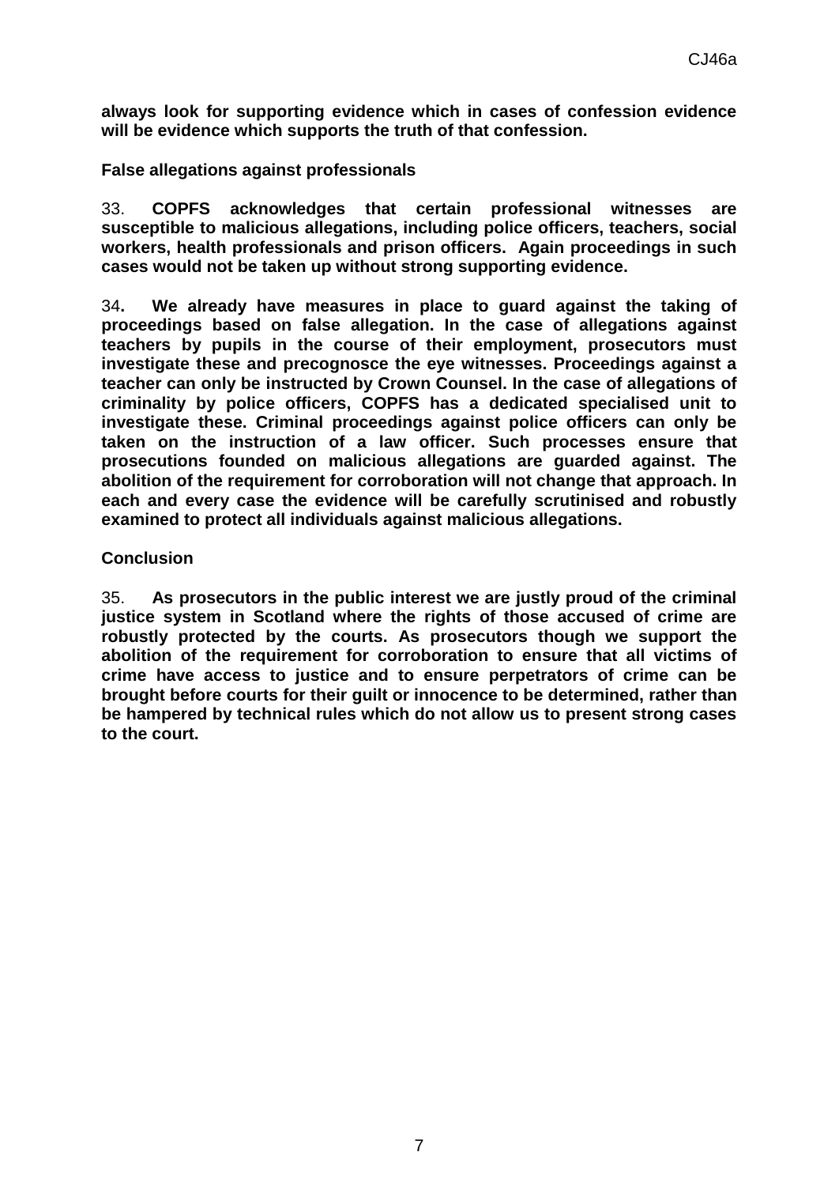**always look for supporting evidence which in cases of confession evidence will be evidence which supports the truth of that confession.**

**False allegations against professionals**

33. **COPFS acknowledges that certain professional witnesses are susceptible to malicious allegations, including police officers, teachers, social workers, health professionals and prison officers. Again proceedings in such cases would not be taken up without strong supporting evidence.**

34**. We already have measures in place to guard against the taking of proceedings based on false allegation. In the case of allegations against teachers by pupils in the course of their employment, prosecutors must investigate these and precognosce the eye witnesses. Proceedings against a teacher can only be instructed by Crown Counsel. In the case of allegations of criminality by police officers, COPFS has a dedicated specialised unit to investigate these. Criminal proceedings against police officers can only be taken on the instruction of a law officer. Such processes ensure that prosecutions founded on malicious allegations are guarded against. The abolition of the requirement for corroboration will not change that approach. In each and every case the evidence will be carefully scrutinised and robustly examined to protect all individuals against malicious allegations.**

**Conclusion**

35. **As prosecutors in the public interest we are justly proud of the criminal justice system in Scotland where the rights of those accused of crime are robustly protected by the courts. As prosecutors though we support the abolition of the requirement for corroboration to ensure that all victims of crime have access to justice and to ensure perpetrators of crime can be brought before courts for their guilt or innocence to be determined, rather than be hampered by technical rules which do not allow us to present strong cases to the court.**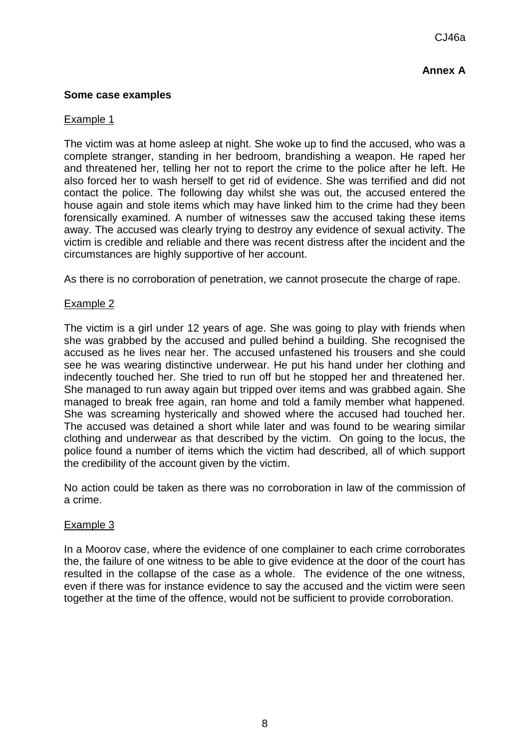**Annex A**

**Some case examples**

Example 1

The victim was at home asleep at night. She woke up to find the accused, who was a complete stranger, standing in her bedroom, brandishing a weapon. He raped her and threatened her, telling her not to report the crime to the police after he left. He also forced her to wash herself to get rid of evidence. She was terrified and did not contact the police. The following day whilst she was out, the accused entered the house again and stole items which may have linked him to the crime had they been forensically examined. A number of witnesses saw the accused taking these items away. The accused was clearly trying to destroy any evidence of sexual activity. The victim is credible and reliable and there was recent distress after the incident and the circumstances are highly supportive of her account.

As there is no corroboration of penetration, we cannot prosecute the charge of rape.

Example 2

The victim is a girl under 12 years of age. She was going to play with friends when she was grabbed by the accused and pulled behind a building. She recognised the accused as he lives near her. The accused unfastened his trousers and she could see he was wearing distinctive underwear. He put his hand under her clothing and indecently touched her. She tried to run off but he stopped her and threatened her. She managed to run away again but tripped over items and was grabbed again. She managed to break free again, ran home and told a family member what happened. She was screaming hysterically and showed where the accused had touched her. The accused was detained a short while later and was found to be wearing similar clothing and underwear as that described by the victim. On going to the locus, the police found a number of items which the victim had described, all of which support the credibility of the account given by the victim.

No action could be taken as there was no corroboration in law of the commission of a crime.

Example 3

In a Moorov case, where the evidence of one complainer to each crime corroborates the, the failure of one witness to be able to give evidence at the door of the court has resulted in the collapse of the case as a whole. The evidence of the one witness, even if there was for instance evidence to say the accused and the victim were seen together at the time of the offence, would not be sufficient to provide corroboration.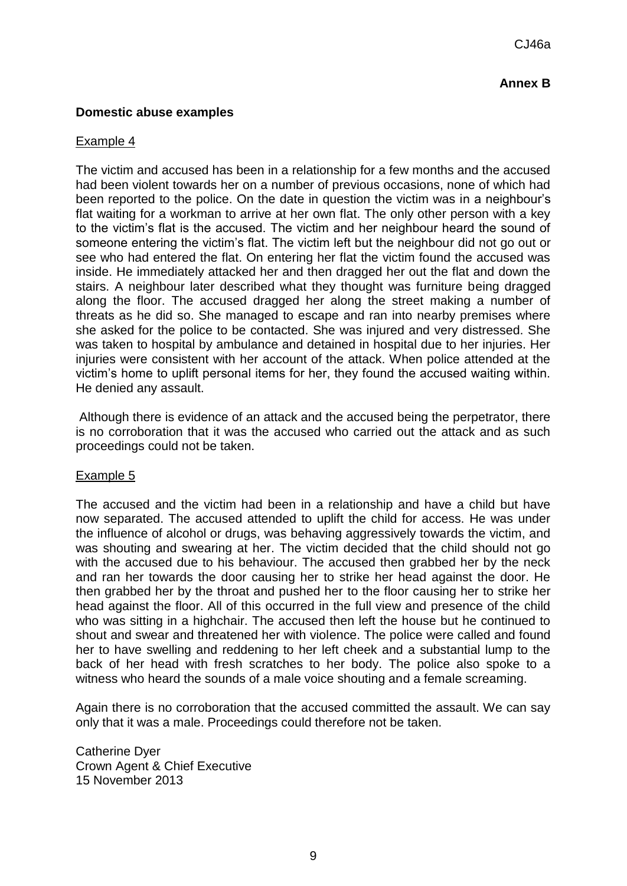CJ46a

**Annex B**

**Domestic abuse examples**

Example 4

The victim and accused has been in a relationship for a few months and the accused had been violent towards her on a number of previous occasions, none of which had been reported to the police. On the date in question the victim was in a neighbour's flat waiting for a workman to arrive at her own flat. The only other person with a key to the victim's flat is the accused. The victim and her neighbour heard the sound of someone entering the victim's flat. The victim left but the neighbour did not go out or see who had entered the flat. On entering her flat the victim found the accused was inside. He immediately attacked her and then dragged her out the flat and down the stairs. A neighbour later described what they thought was furniture being dragged along the floor. The accused dragged her along the street making a number of threats as he did so. She managed to escape and ran into nearby premises where she asked for the police to be contacted. She was injured and very distressed. She was taken to hospital by ambulance and detained in hospital due to her injuries. Her injuries were consistent with her account of the attack. When police attended at the victim's home to uplift personal items for her, they found the accused waiting within. He denied any assault.

Although there is evidence of an attack and the accused being the perpetrator, there is no corroboration that it was the accused who carried out the attack and as such proceedings could not be taken.

Example 5

The accused and the victim had been in a relationship and have a child but have now separated. The accused attended to uplift the child for access. He was under the influence of alcohol or drugs, was behaving aggressively towards the victim, and was shouting and swearing at her. The victim decided that the child should not go with the accused due to his behaviour. The accused then grabbed her by the neck and ran her towards the door causing her to strike her head against the door. He then grabbed her by the throat and pushed her to the floor causing her to strike her head against the floor. All of this occurred in the full view and presence of the child who was sitting in a highchair. The accused then left the house but he continued to shout and swear and threatened her with violence. The police were called and found her to have swelling and reddening to her left cheek and a substantial lump to the back of her head with fresh scratches to her body. The police also spoke to a witness who heard the sounds of a male voice shouting and a female screaming.

Again there is no corroboration that the accused committed the assault. We can say only that it was a male. Proceedings could therefore not be taken.

Catherine Dyer
Crown Agent & Chief Executive
15 November 2013